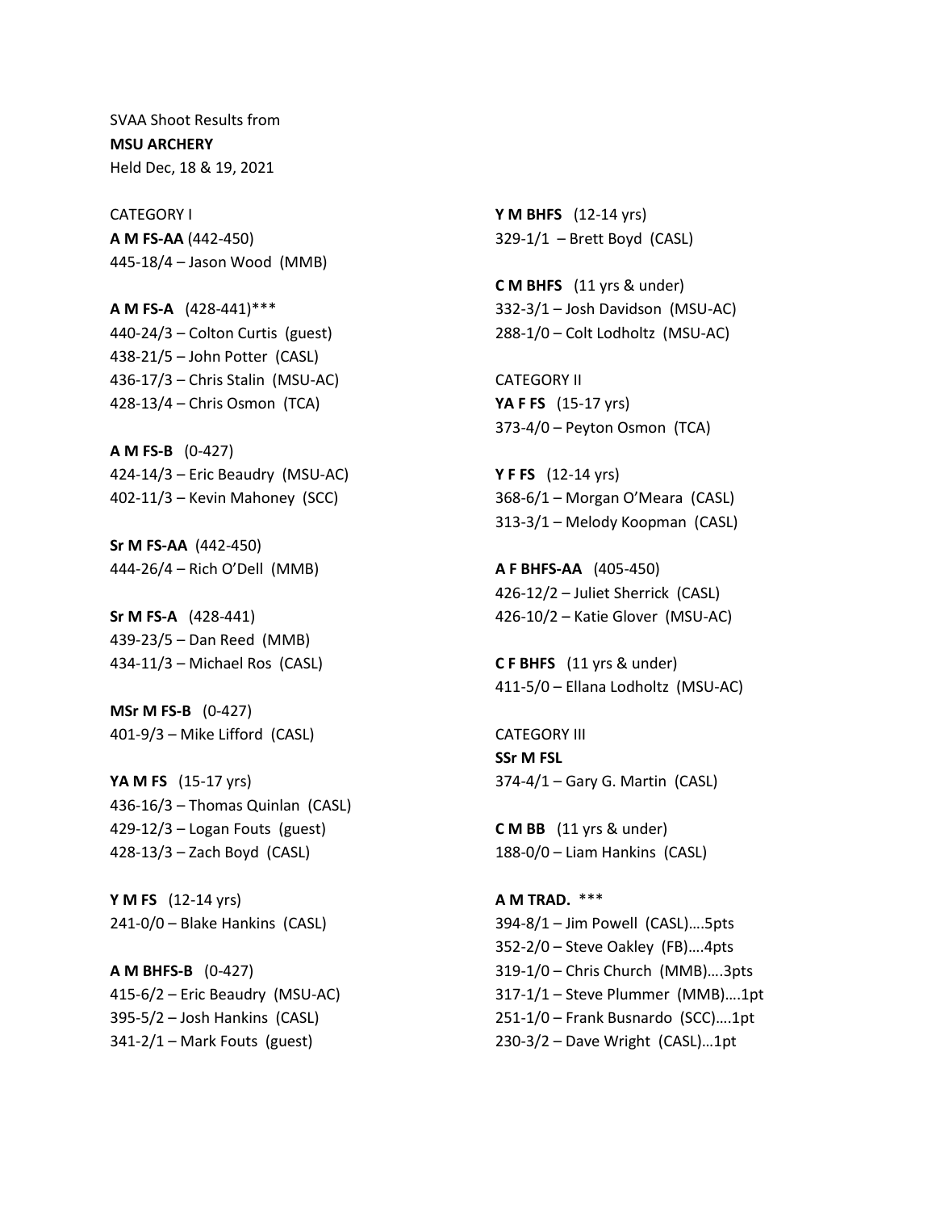SVAA Shoot Results from
**MSU ARCHERY**
Held Dec, 18 & 19, 2021

CATEGORY I
**A M FS-AA** (442-450)
445-18/4 – Jason Wood (MMB)

**A M FS-A** (428-441)***
440-24/3 – Colton Curtis (guest)
438-21/5 – John Potter (CASL)
436-17/3 – Chris Stalin (MSU-AC)
428-13/4 – Chris Osmon (TCA)

**A M FS-B** (0-427)
424-14/3 – Eric Beaudry (MSU-AC)
402-11/3 – Kevin Mahoney (SCC)

**Sr M FS-AA** (442-450)
444-26/4 – Rich O'Dell (MMB)

**Sr M FS-A** (428-441)
439-23/5 – Dan Reed (MMB)
434-11/3 – Michael Ros (CASL)

**MSr M FS-B** (0-427)
401-9/3 – Mike Lifford (CASL)

**YA M FS** (15-17 yrs)
436-16/3 – Thomas Quinlan (CASL)
429-12/3 – Logan Fouts (guest)
428-13/3 – Zach Boyd (CASL)

**Y M FS** (12-14 yrs)
241-0/0 – Blake Hankins (CASL)

**A M BHFS-B** (0-427)
415-6/2 – Eric Beaudry (MSU-AC)
395-5/2 – Josh Hankins (CASL)
341-2/1 – Mark Fouts (guest)

**Y M BHFS** (12-14 yrs)
329-1/1 – Brett Boyd (CASL)

**C M BHFS** (11 yrs & under)
332-3/1 – Josh Davidson (MSU-AC)
288-1/0 – Colt Lodholtz (MSU-AC)

CATEGORY II
**YA F FS** (15-17 yrs)
373-4/0 – Peyton Osmon (TCA)

**Y F FS** (12-14 yrs)
368-6/1 – Morgan O'Meara (CASL)
313-3/1 – Melody Koopman (CASL)

**A F BHFS-AA** (405-450)
426-12/2 – Juliet Sherrick (CASL)
426-10/2 – Katie Glover (MSU-AC)

**C F BHFS** (11 yrs & under)
411-5/0 – Ellana Lodholtz (MSU-AC)

CATEGORY III
**SSr M FSL**
374-4/1 – Gary G. Martin (CASL)

**C M BB** (11 yrs & under)
188-0/0 – Liam Hankins (CASL)

**A M TRAD.** ***
394-8/1 – Jim Powell (CASL)….5pts
352-2/0 – Steve Oakley (FB)….4pts
319-1/0 – Chris Church (MMB)….3pts
317-1/1 – Steve Plummer (MMB)….1pt
251-1/0 – Frank Busnardo (SCC)….1pt
230-3/2 – Dave Wright (CASL)…1pt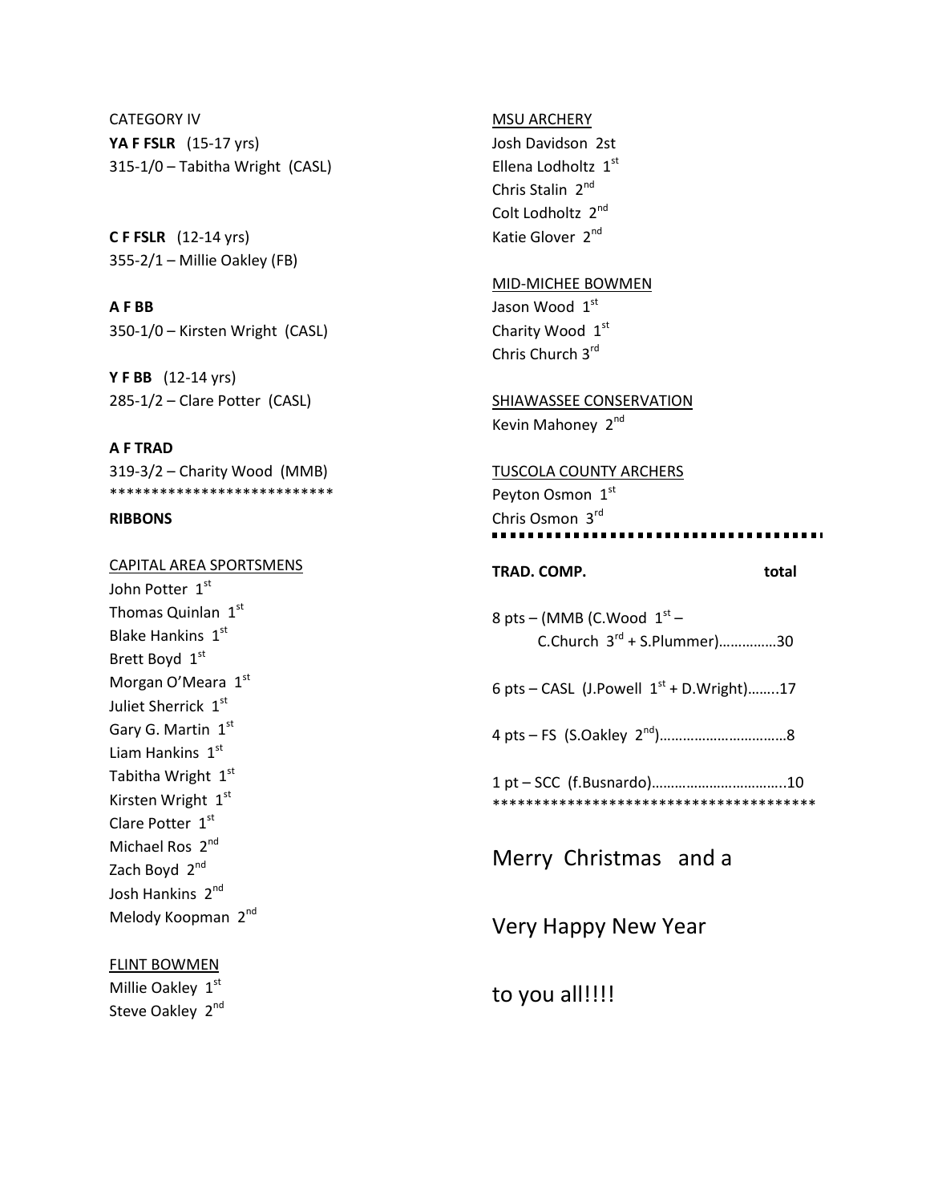CATEGORY IV

**YA F FSLR** (15-17 yrs)
315-1/0 – Tabitha Wright (CASL)

**C F FSLR** (12-14 yrs)
355-2/1 – Millie Oakley (FB)

**A F BB**
350-1/0 – Kirsten Wright (CASL)

**Y F BB** (12-14 yrs)
285-1/2 – Clare Potter (CASL)

**A F TRAD**
319-3/2 – Charity Wood (MMB)
***************************

**RIBBONS**

CAPITAL AREA SPORTSMENS
John Potter 1st
Thomas Quinlan 1st
Blake Hankins 1st
Brett Boyd 1st
Morgan O'Meara 1st
Juliet Sherrick 1st
Gary G. Martin 1st
Liam Hankins 1st
Tabitha Wright 1st
Kirsten Wright 1st
Clare Potter 1st
Michael Ros 2nd
Zach Boyd 2nd
Josh Hankins 2nd
Melody Koopman 2nd

FLINT BOWMEN
Millie Oakley 1st
Steve Oakley 2nd

MSU ARCHERY
Josh Davidson 2st
Ellena Lodholtz 1st
Chris Stalin 2nd
Colt Lodholtz 2nd
Katie Glover 2nd

MID-MICHEE BOWMEN
Jason Wood 1st
Charity Wood 1st
Chris Church 3rd

SHIAWASSEE CONSERVATION
Kevin Mahoney 2nd

TUSCOLA COUNTY ARCHERS
Peyton Osmon 1st
Chris Osmon 3rd

**TRAD. COMP.** **total**

8 pts – (MMB (C.Wood 1st – C.Church 3rd + S.Plummer)……………30

6 pts – CASL (J.Powell 1st + D.Wright)……..17

4 pts – FS (S.Oakley 2nd)……………………………8

1 pt – SCC (f.Busnardo)……………………………..10
****************************************

Merry Christmas and a

Very Happy New Year

to you all!!!!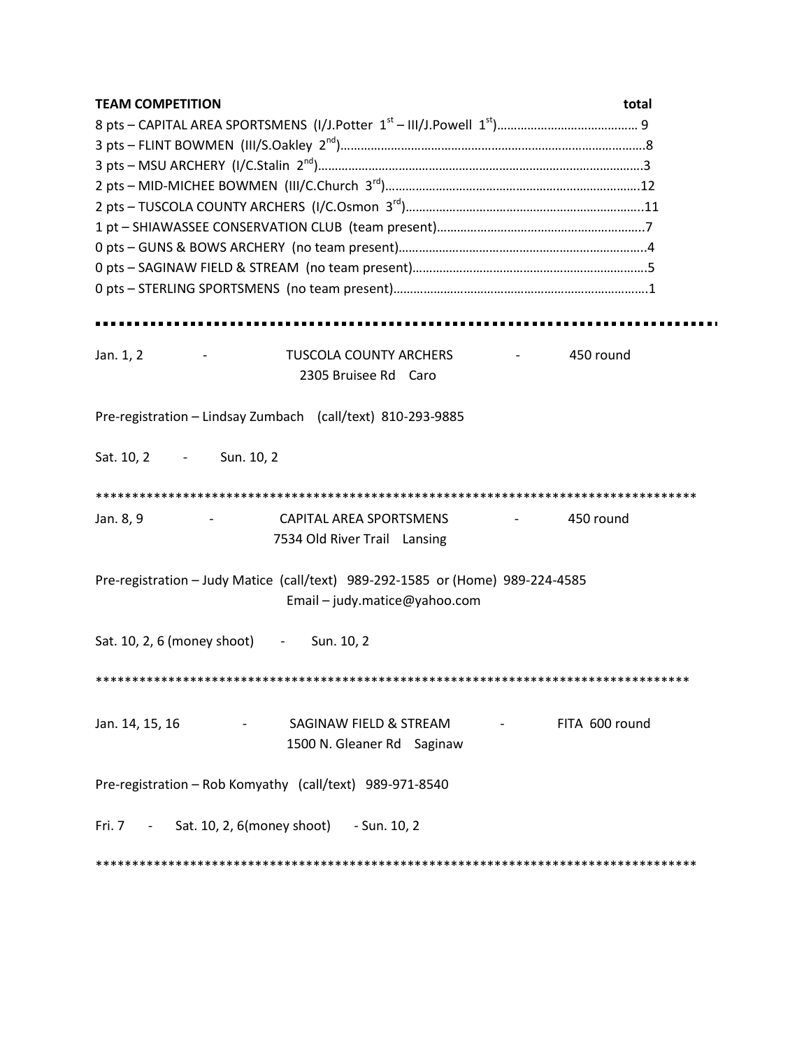**TEAM COMPETITION** **total**

8 pts – CAPITAL AREA SPORTSMENS (I/J.Potter 1st – III/J.Powell 1st)…………………………………… 9

3 pts – FLINT BOWMEN (III/S.Oakley 2nd)………………………………………………………………………..8

3 pts – MSU ARCHERY (I/C.Stalin 2nd)……………………………………………………………………………3

2 pts – MID-MICHEE BOWMEN (III/C.Church 3rd)……………………………………………………………12

2 pts – TUSCOLA COUNTY ARCHERS (I/C.Osmon 3rd)……………………………………………………..11

1 pt – SHIAWASSEE CONSERVATION CLUB (team present)……………………………………………….7

0 pts – GUNS & BOWS ARCHERY (no team present)…………………………………………………………..4

0 pts – SAGINAW FIELD & STREAM (no team present)………………………………………………………5

0 pts – STERLING SPORTSMENS (no team present)……………………………………………………………1

---

Jan. 1, 2 - TUSCOLA COUNTY ARCHERS - 450 round
2305 Bruisee Rd Caro

Pre-registration – Lindsay Zumbach (call/text) 810-293-9885

Sat. 10, 2 - Sun. 10, 2

************************************************************************************

Jan. 8, 9 - CAPITAL AREA SPORTSMENS - 450 round
7534 Old River Trail Lansing

Pre-registration – Judy Matice (call/text) 989-292-1585 or (Home) 989-224-4585
Email – judy.matice@yahoo.com

Sat. 10, 2, 6 (money shoot) - Sun. 10, 2

************************************************************************************

Jan. 14, 15, 16 - SAGINAW FIELD & STREAM - FITA 600 round
1500 N. Gleaner Rd Saginaw

Pre-registration – Rob Komyathy (call/text) 989-971-8540

Fri. 7 - Sat. 10, 2, 6(money shoot) - Sun. 10, 2

************************************************************************************